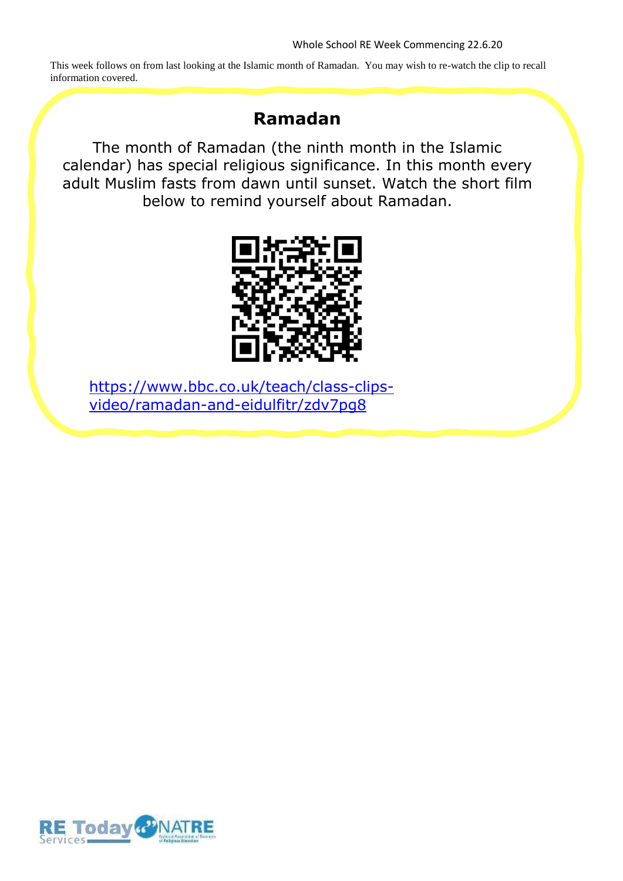Whole School RE Week Commencing 22.6.20

This week follows on from last looking at the Islamic month of Ramadan. You may wish to re-watch the clip to recall information covered.

## Ramadan

The month of Ramadan (the ninth month in the Islamic calendar) has special religious significance. In this month every adult Muslim fasts from dawn until sunset. Watch the short film below to remind yourself about Ramadan.

https://www.bbc.co.uk/teach/class-clips-video/ramadan-and-eidulfitr/zdv7pg8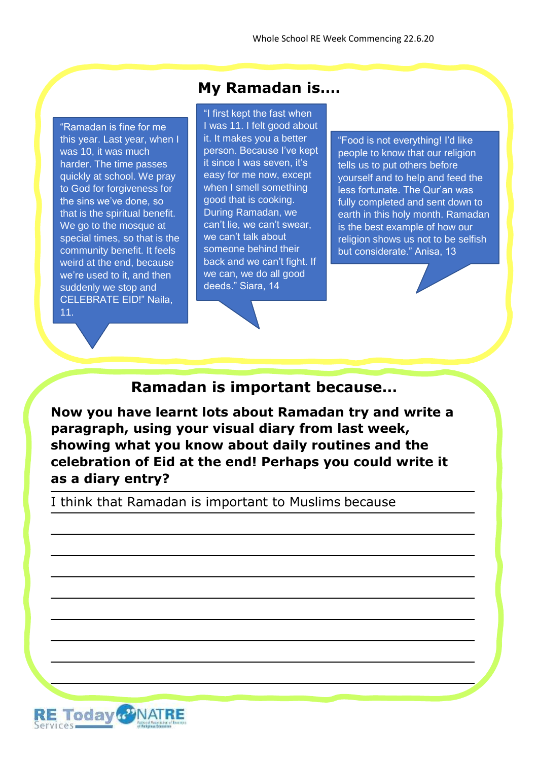## My Ramadan is….

"Ramadan is fine for me this year. Last year, when I was 10, it was much harder. The time passes quickly at school. We pray to God for forgiveness for the sins we've done, so that is the spiritual benefit. We go to the mosque at special times, so that is the community benefit. It feels weird at the end, because we're used to it, and then suddenly we stop and CELEBRATE EID!" Naila, 11.

"I first kept the fast when I was 11. I felt good about it. It makes you a better person. Because I've kept it since I was seven, it's easy for me now, except when I smell something good that is cooking. During Ramadan, we can't lie, we can't swear, we can't talk about someone behind their back and we can't fight. If we can, we do all good deeds." Siara, 14

"Food is not everything! I'd like people to know that our religion tells us to put others before yourself and to help and feed the less fortunate. The Qur'an was fully completed and sent down to earth in this holy month. Ramadan is the best example of how our religion shows us not to be selfish but considerate." Anisa, 13

## Ramadan is important because…

**Now you have learnt lots about Ramadan try and write a paragraph, using your visual diary from last week, showing what you know about daily routines and the celebration of Eid at the end! Perhaps you could write it as a diary entry?**

I think that Ramadan is important to Muslims because

_______________________________________________

_______________________________________________

_______________________________________________

_______________________________________________

_______________________________________________

_______________________________________________

_______________________________________________

_______________________________________________